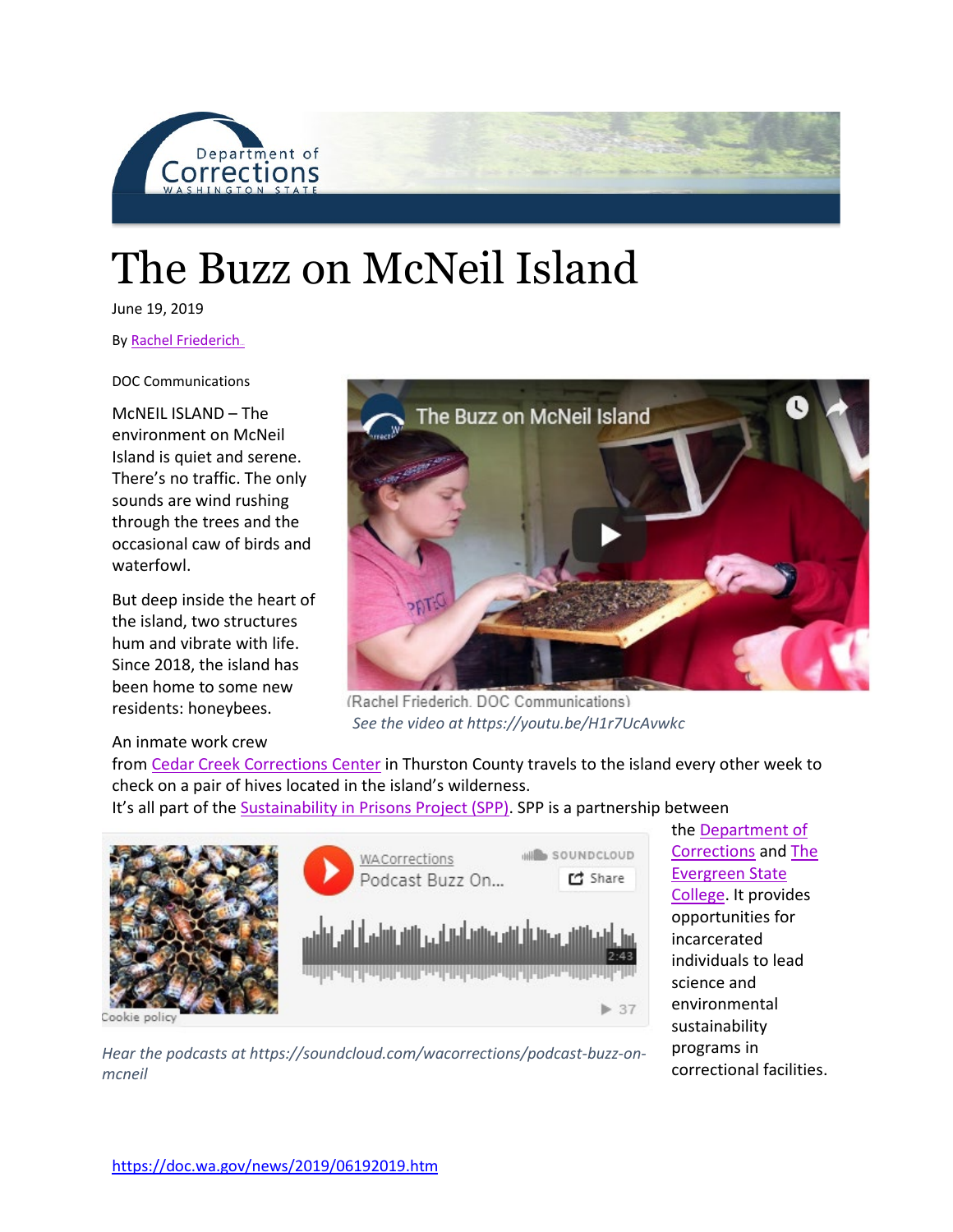Department of Corrections WASHINGTON STATE

# The Buzz on McNeil Island

June 19, 2019

By Rachel Friederich

DOC Communications

McNEIL ISLAND – The environment on McNeil Island is quiet and serene. There's no traffic. The only sounds are wind rushing through the trees and the occasional caw of birds and waterfowl.

But deep inside the heart of the island, two structures hum and vibrate with life. Since 2018, the island has been home to some new residents: honeybees.

(Rachel Friederich, DOC Communications)

*See the video at https://youtu.be/H1r7UcAvwkc*

An inmate work crew from Cedar Creek Corrections Center in Thurston County travels to the island every other week to check on a pair of hives located in the island's wilderness.

It's all part of the Sustainability in Prisons Project (SPP). SPP is a partnership between the Department of Corrections and The Evergreen State College. It provides opportunities for incarcerated individuals to lead science and environmental sustainability programs in correctional facilities.

*Hear the podcasts at https://soundcloud.com/wacorrections/podcast-buzz-on-mcneil*

https://doc.wa.gov/news/2019/06192019.htm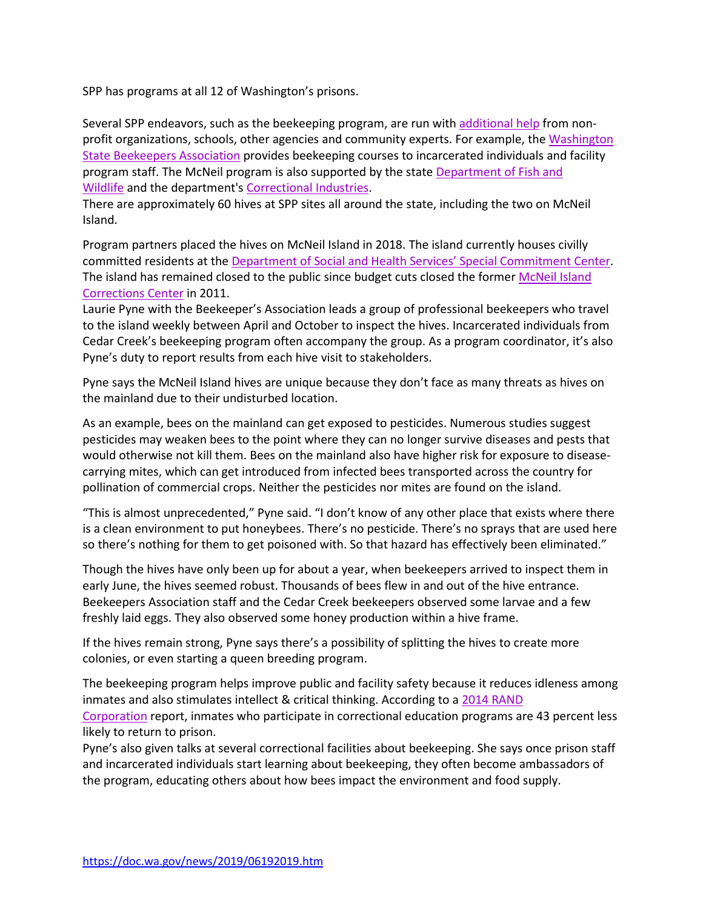SPP has programs at all 12 of Washington's prisons.

Several SPP endeavors, such as the beekeeping program, are run with additional help from non-profit organizations, schools, other agencies and community experts. For example, the Washington State Beekeepers Association provides beekeeping courses to incarcerated individuals and facility program staff. The McNeil program is also supported by the state Department of Fish and Wildlife and the department's Correctional Industries.

There are approximately 60 hives at SPP sites all around the state, including the two on McNeil Island.

Program partners placed the hives on McNeil Island in 2018. The island currently houses civilly committed residents at the Department of Social and Health Services' Special Commitment Center. The island has remained closed to the public since budget cuts closed the former McNeil Island Corrections Center in 2011.

Laurie Pyne with the Beekeeper's Association leads a group of professional beekeepers who travel to the island weekly between April and October to inspect the hives. Incarcerated individuals from Cedar Creek's beekeeping program often accompany the group. As a program coordinator, it's also Pyne's duty to report results from each hive visit to stakeholders.

Pyne says the McNeil Island hives are unique because they don't face as many threats as hives on the mainland due to their undisturbed location.

As an example, bees on the mainland can get exposed to pesticides. Numerous studies suggest pesticides may weaken bees to the point where they can no longer survive diseases and pests that would otherwise not kill them. Bees on the mainland also have higher risk for exposure to disease-carrying mites, which can get introduced from infected bees transported across the country for pollination of commercial crops. Neither the pesticides nor mites are found on the island.

"This is almost unprecedented," Pyne said. "I don't know of any other place that exists where there is a clean environment to put honeybees. There's no pesticide. There's no sprays that are used here so there's nothing for them to get poisoned with. So that hazard has effectively been eliminated."

Though the hives have only been up for about a year, when beekeepers arrived to inspect them in early June, the hives seemed robust. Thousands of bees flew in and out of the hive entrance. Beekeepers Association staff and the Cedar Creek beekeepers observed some larvae and a few freshly laid eggs. They also observed some honey production within a hive frame.

If the hives remain strong, Pyne says there's a possibility of splitting the hives to create more colonies, or even starting a queen breeding program.

The beekeeping program helps improve public and facility safety because it reduces idleness among inmates and also stimulates intellect & critical thinking. According to a 2014 RAND Corporation report, inmates who participate in correctional education programs are 43 percent less likely to return to prison.

Pyne's also given talks at several correctional facilities about beekeeping. She says once prison staff and incarcerated individuals start learning about beekeeping, they often become ambassadors of the program, educating others about how bees impact the environment and food supply.

https://doc.wa.gov/news/2019/06192019.htm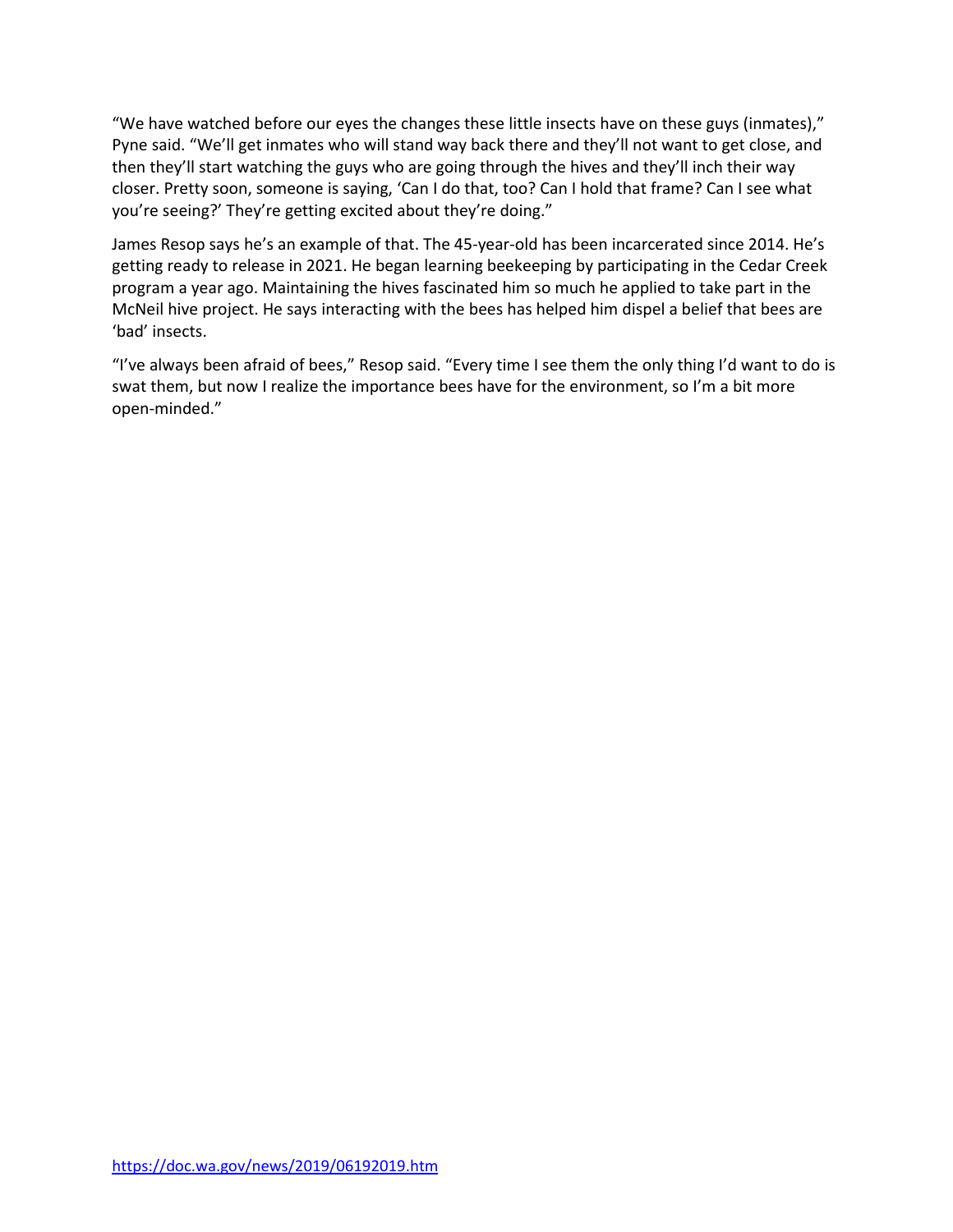"We have watched before our eyes the changes these little insects have on these guys (inmates)," Pyne said. "We'll get inmates who will stand way back there and they'll not want to get close, and then they'll start watching the guys who are going through the hives and they'll inch their way closer. Pretty soon, someone is saying, 'Can I do that, too? Can I hold that frame? Can I see what you're seeing?' They're getting excited about they're doing."

James Resop says he's an example of that. The 45-year-old has been incarcerated since 2014. He's getting ready to release in 2021. He began learning beekeeping by participating in the Cedar Creek program a year ago. Maintaining the hives fascinated him so much he applied to take part in the McNeil hive project. He says interacting with the bees has helped him dispel a belief that bees are 'bad' insects.

"I've always been afraid of bees," Resop said. "Every time I see them the only thing I'd want to do is swat them, but now I realize the importance bees have for the environment, so I'm a bit more open-minded."

https://doc.wa.gov/news/2019/06192019.htm